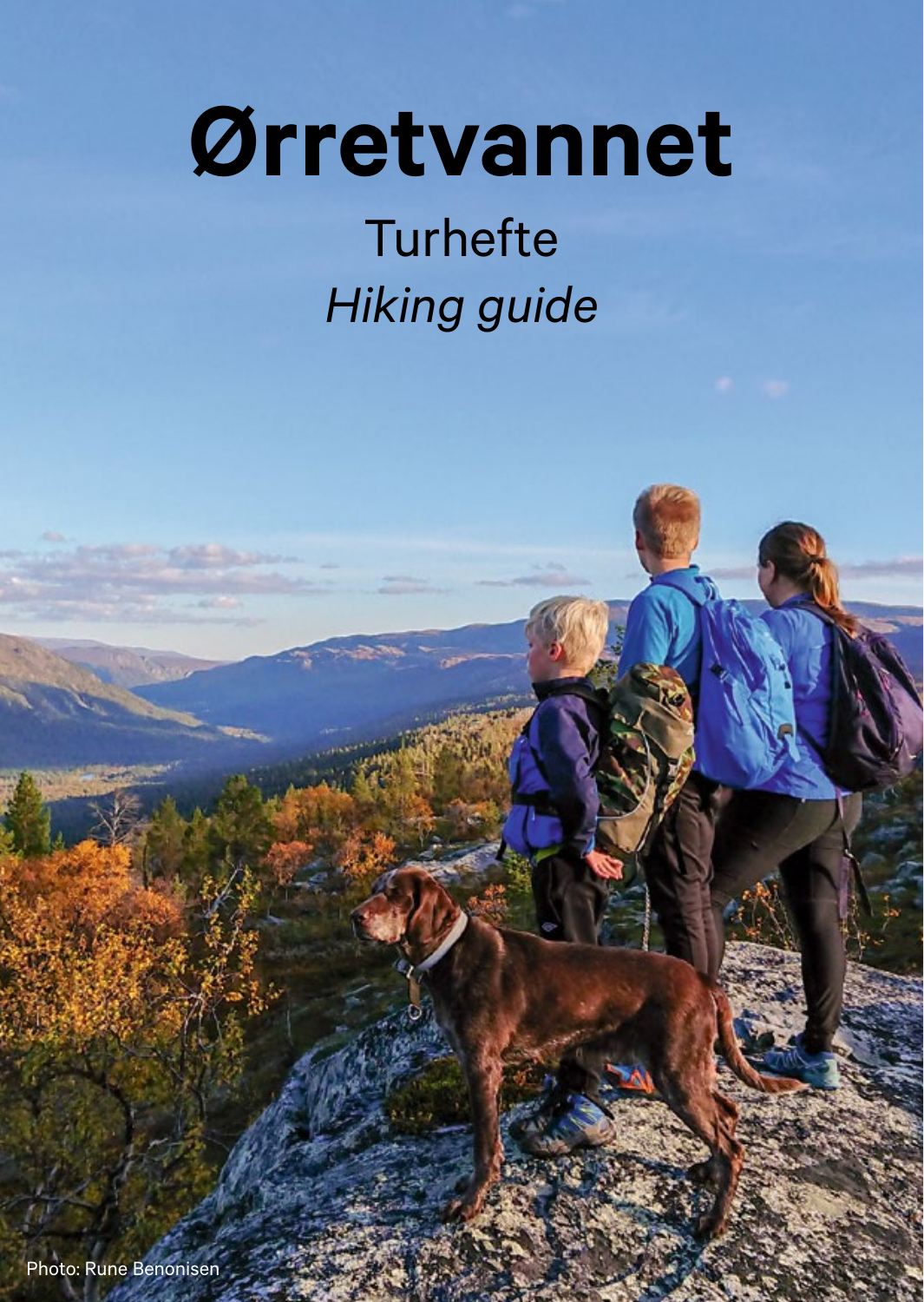# Ørretvannet

## Turhefte

## *Hiking guide*

Photo: Rune Benonisen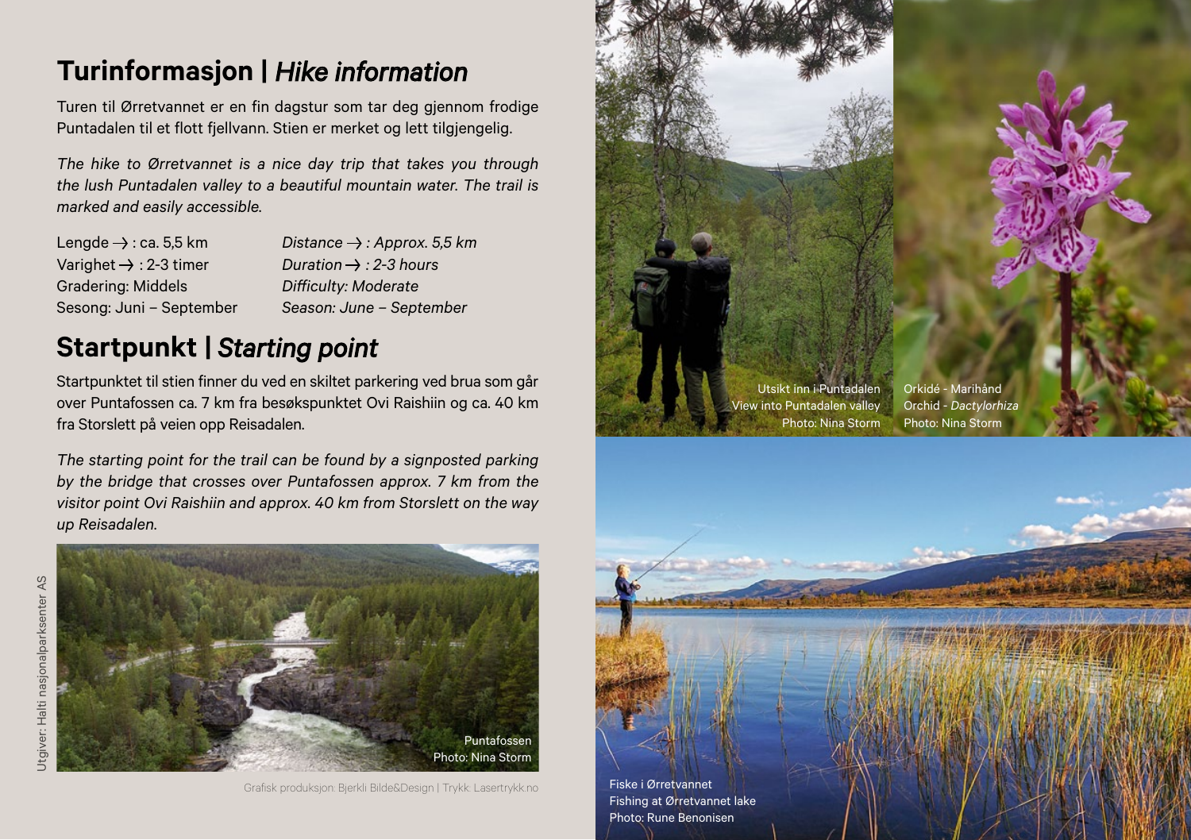## Turinformasjon | *Hike information*

Turen til Ørretvannet er en fin dagstur som tar deg gjennom frodige Puntadalen til et flott fjellvann. Stien er merket og lett tilgjengelig.

*The hike to Ørretvannet is a nice day trip that takes you through the lush Puntadalen valley to a beautiful mountain water. The trail is marked and easily accessible.*

| | |
|---|---|
| Lengde → : ca. 5,5 km | *Distance → : Approx. 5,5 km* |
| Varighet → : 2-3 timer | *Duration → : 2-3 hours* |
| Gradering: Middels | *Difficulty: Moderate* |
| Sesong: Juni – September | *Season: June – September* |

## Startpunkt | *Starting point*

Startpunktet til stien finner du ved en skiltet parkering ved brua som går over Puntafossen ca. 7 km fra besøkspunktet Ovi Raishiin og ca. 40 km fra Storslett på veien opp Reisadalen.

*The starting point for the trail can be found by a signposted parking by the bridge that crosses over Puntafossen approx. 7 km from the visitor point Ovi Raishiin and approx. 40 km from Storslett on the way up Reisadalen.*

Puntafossen
Photo: Nina Storm

Utgiver: Halti nasjonalparksenter AS

Grafisk produksjon: Bjerkli Bilde&Design | Trykk: Lasertrykk.no

Utsikt inn i Puntadalen
View into Puntadalen valley
Photo: Nina Storm

Orkidé - Marihånd
Orchid - *Dactylorhiza*
Photo: Nina Storm

Fiske i Ørretvannet
Fishing at Ørretvannet lake
Photo: Rune Benonisen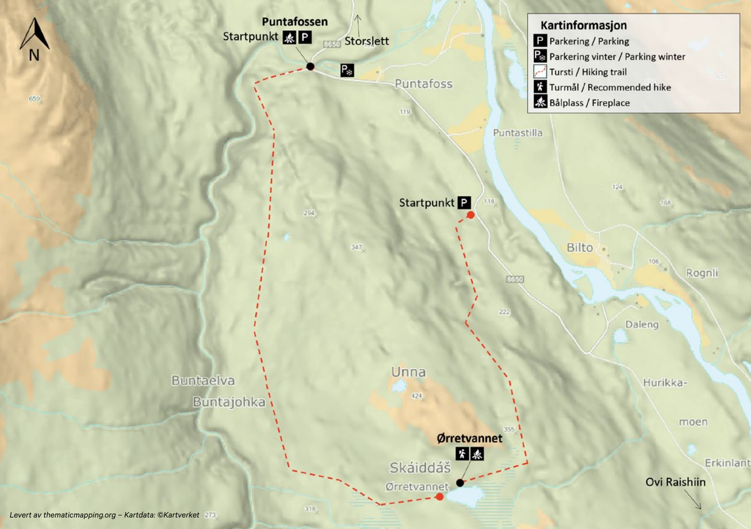## Kartinformasjon

- P Parkering / Parking
- P❄ Parkering vinter / Parking winter
- Tursti / Hiking trail
- Turmål / Recommended hike
- Bålplass / Fireplace

N

Puntafossen
Startpunkt

Storslett

8650

Puntafoss

119

Puntastilla

Startpunkt

118

124

168

Bilto

106

Rognli

294

347

8650

222

Daleng

Hurikka-
moen

Unna

424

Buntaelva
Buntajohka

355

Ørretvannet

Skáiddáš

Ørretvannet

Erkinlant

Ovi Raishiin

318

273

659

*Levert av thematicmapping.org – Kartdata: ©Kartverket*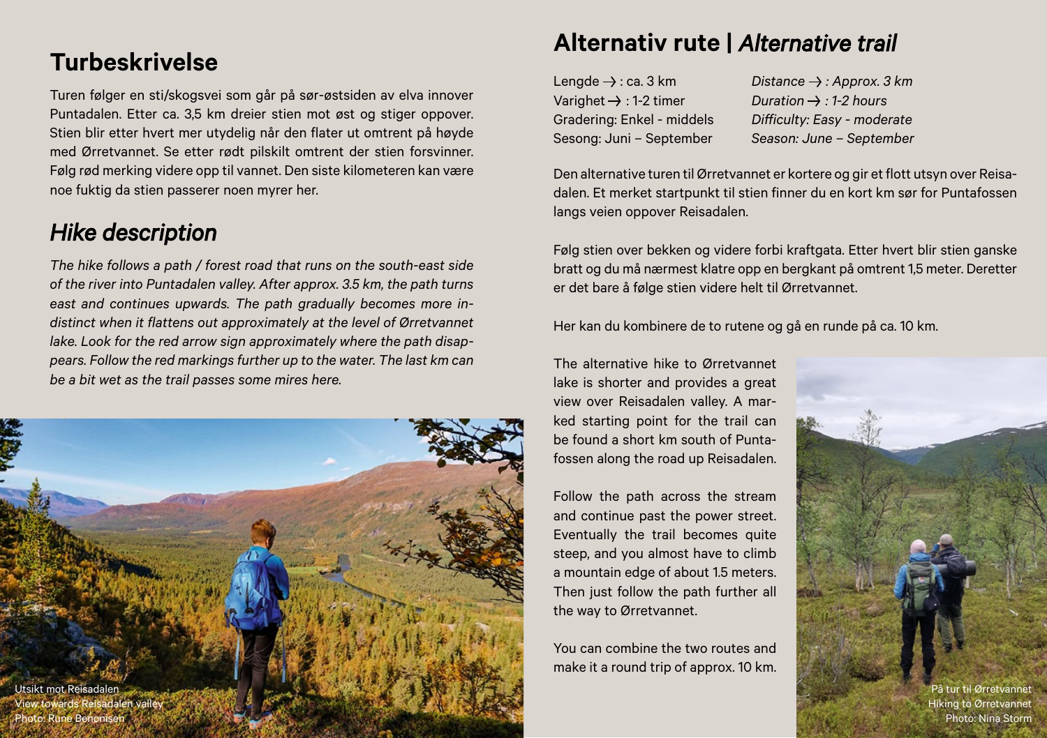## Turbeskrivelse

Turen følger en sti/skogsvei som går på sør-østsiden av elva innover Puntadalen. Etter ca. 3,5 km dreier stien mot øst og stiger oppover. Stien blir etter hvert mer utydelig når den flater ut omtrent på høyde med Ørretvannet. Se etter rødt pilskilt omtrent der stien forsvinner. Følg rød merking videre opp til vannet. Den siste kilometeren kan være noe fuktig da stien passerer noen myrer her.

## *Hike description*

*The hike follows a path / forest road that runs on the south-east side of the river into Puntadalen valley. After approx. 3.5 km, the path turns east and continues upwards. The path gradually becomes more indistinct when it flattens out approximately at the level of Ørretvannet lake. Look for the red arrow sign approximately where the path disappears. Follow the red markings further up to the water. The last km can be a bit wet as the trail passes some mires here.*

Utsikt mot Reisadalen
View towards Reisadalen valley
Photo: Rune Benonisen

## Alternativ rute | *Alternative trail*

| | |
|---|---|
| Lengde → : ca. 3 km | *Distance → : Approx. 3 km* |
| Varighet → : 1-2 timer | *Duration → : 1-2 hours* |
| Gradering: Enkel - middels | *Difficulty: Easy - moderate* |
| Sesong: Juni – September | *Season: June – September* |

Den alternative turen til Ørretvannet er kortere og gir et flott utsyn over Reisadalen. Et merket startpunkt til stien finner du en kort km sør for Puntafossen langs veien oppover Reisadalen.

Følg stien over bekken og videre forbi kraftgata. Etter hvert blir stien ganske bratt og du må nærmest klatre opp en bergkant på omtrent 1,5 meter. Deretter er det bare å følge stien videre helt til Ørretvannet.

Her kan du kombinere de to rutene og gå en runde på ca. 10 km.

The alternative hike to Ørretvannet lake is shorter and provides a great view over Reisadalen valley. A marked starting point for the trail can be found a short km south of Puntafossen along the road up Reisadalen.

Follow the path across the stream and continue past the power street. Eventually the trail becomes quite steep, and you almost have to climb a mountain edge of about 1.5 meters. Then just follow the path further all the way to Ørretvannet.

You can combine the two routes and make it a round trip of approx. 10 km.

På tur til Ørretvannet
Hiking to Ørretvannet
Photo: Nina Storm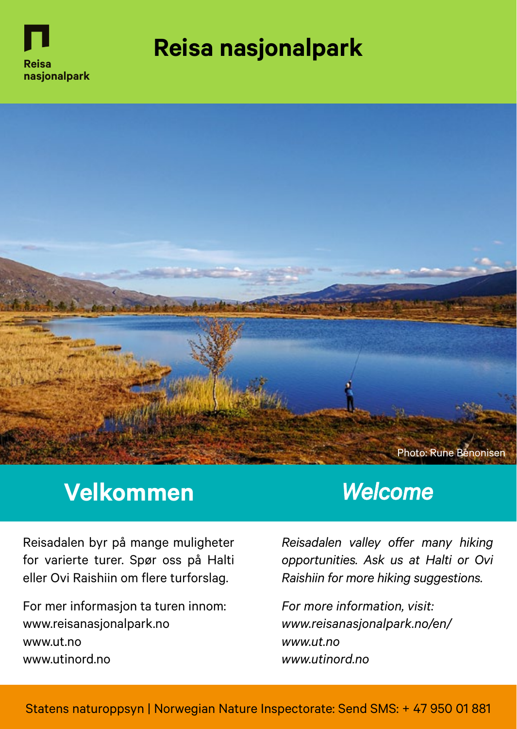Reisa nasjonalpark

# Reisa nasjonalpark

Photo: Rune Benonisen

## Velkommen

Reisadalen byr på mange muligheter for varierte turer. Spør oss på Halti eller Ovi Raishiin om flere turforslag.

For mer informasjon ta turen innom:
www.reisanasjonalpark.no
www.ut.no
www.utinord.no

## *Welcome*

*Reisadalen valley offer many hiking opportunities. Ask us at Halti or Ovi Raishiin for more hiking suggestions.*

*For more information, visit:*
*www.reisanasjonalpark.no/en/*
*www.ut.no*
*www.utinord.no*

Statens naturoppsyn | Norwegian Nature Inspectorate: Send SMS: + 47 950 01 881